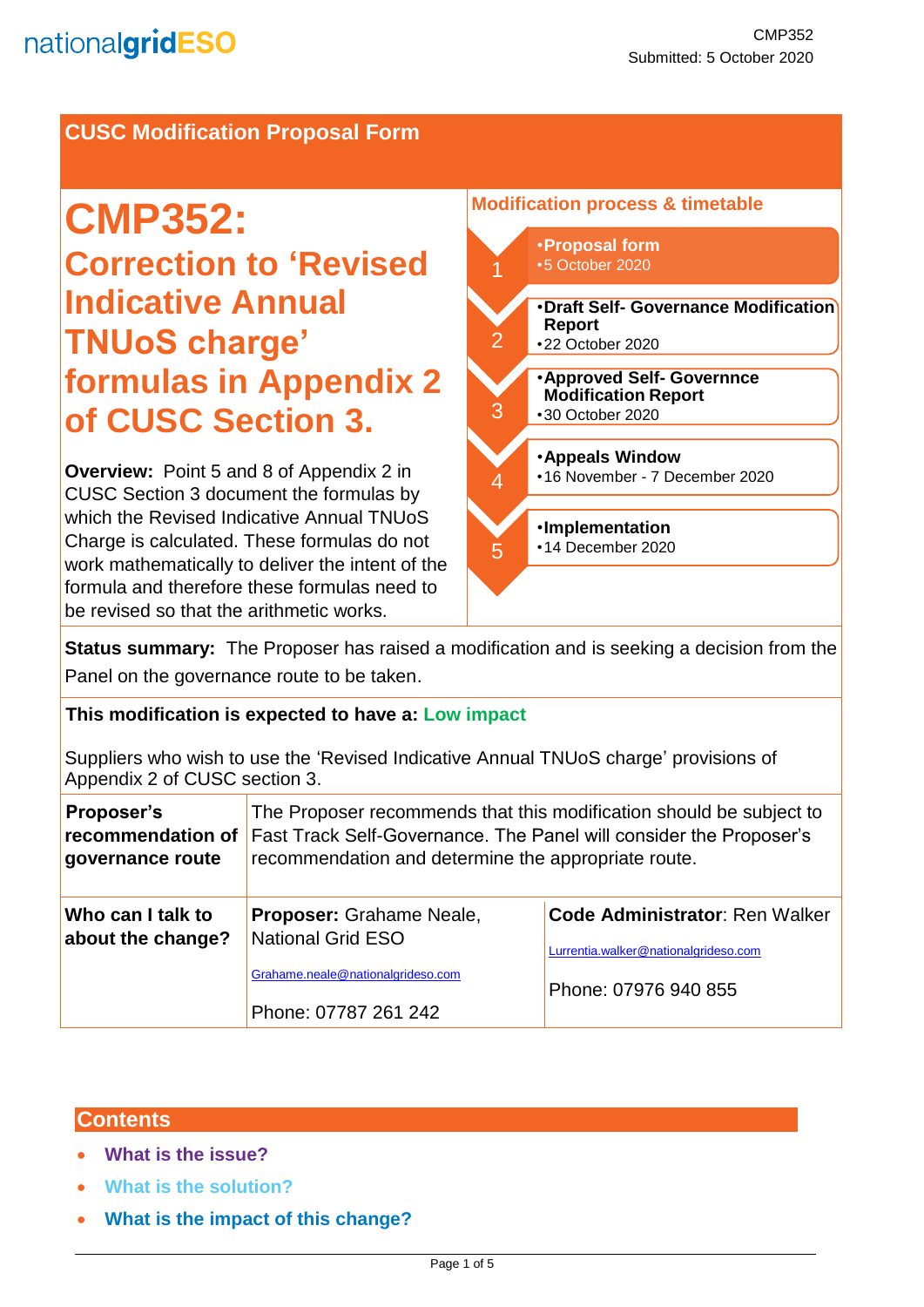nationalgridESO

CMP352
Submitted: 5 October 2020

## CUSC Modification Proposal Form

# CMP352:

## Correction to 'Revised Indicative Annual TNUoS charge' formulas in Appendix 2 of CUSC Section 3.

**Overview:** Point 5 and 8 of Appendix 2 in CUSC Section 3 document the formulas by which the Revised Indicative Annual TNUoS Charge is calculated. These formulas do not work mathematically to deliver the intent of the formula and therefore these formulas need to be revised so that the arithmetic works.

### Modification process & timetable

1. **Proposal form**
   - 5 October 2020
2. **Draft Self- Governance Modification Report**
   - 22 October 2020
3. **Approved Self- Governnce Modification Report**
   - 30 October 2020
4. **Appeals Window**
   - 16 November - 7 December 2020
5. **Implementation**
   - 14 December 2020

**Status summary:** The Proposer has raised a modification and is seeking a decision from the Panel on the governance route to be taken.

**This modification is expected to have a:** Low impact

Suppliers who wish to use the 'Revised Indicative Annual TNUoS charge' provisions of Appendix 2 of CUSC section 3.

| | | |
|---|---|---|
| **Proposer's recommendation of governance route** | The Proposer recommends that this modification should be subject to Fast Track Self-Governance. The Panel will consider the Proposer's recommendation and determine the appropriate route. | |
| **Who can I talk to about the change?** | **Proposer:** Grahame Neale, National Grid ESO<br>Grahame.neale@nationalgrideso.com<br>Phone: 07787 261 242 | **Code Administrator**: Ren Walker<br>Lurrentia.walker@nationalgrideso.com<br>Phone: 07976 940 855 |

## Contents

- What is the issue?
- What is the solution?
- What is the impact of this change?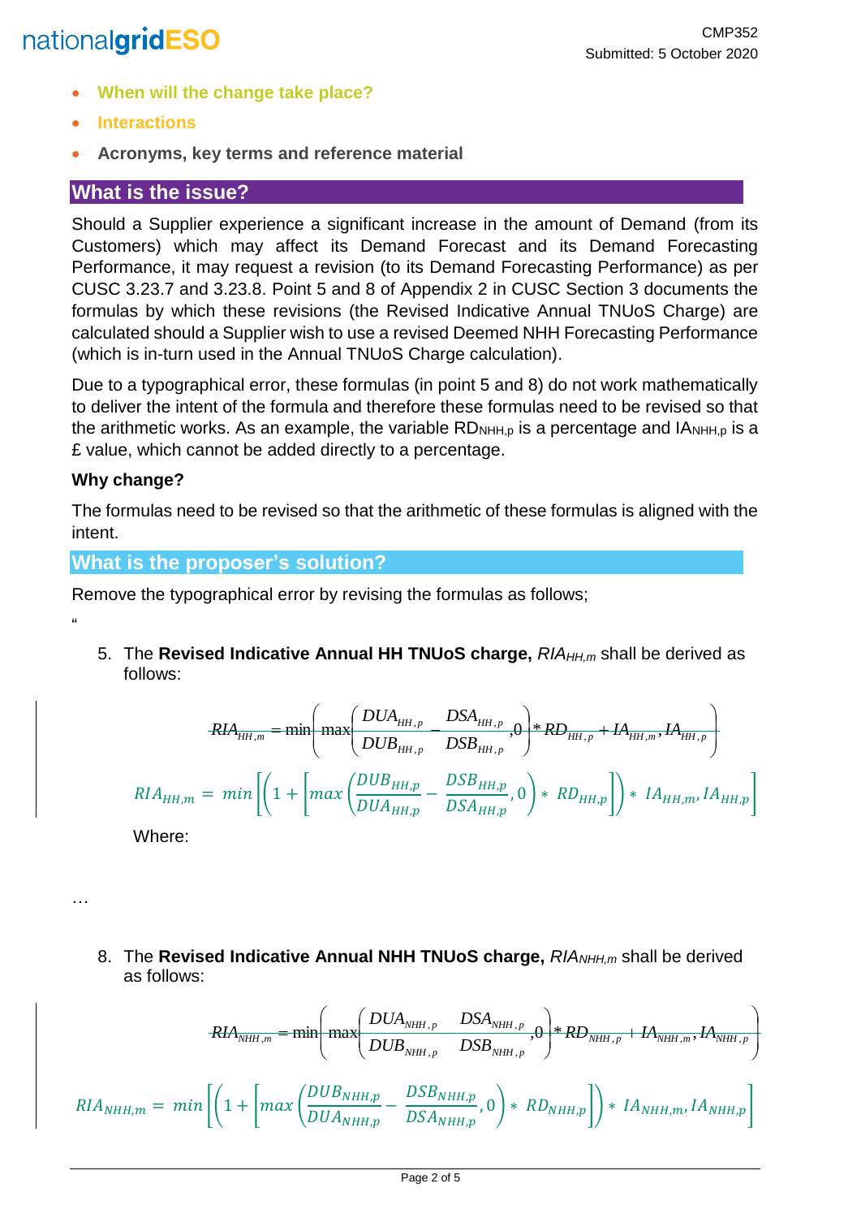- **When will the change take place?**
- **Interactions**
- **Acronyms, key terms and reference material**

## What is the issue?

Should a Supplier experience a significant increase in the amount of Demand (from its Customers) which may affect its Demand Forecast and its Demand Forecasting Performance, it may request a revision (to its Demand Forecasting Performance) as per CUSC 3.23.7 and 3.23.8. Point 5 and 8 of Appendix 2 in CUSC Section 3 documents the formulas by which these revisions (the Revised Indicative Annual TNUoS Charge) are calculated should a Supplier wish to use a revised Deemed NHH Forecasting Performance (which is in-turn used in the Annual TNUoS Charge calculation).

Due to a typographical error, these formulas (in point 5 and 8) do not work mathematically to deliver the intent of the formula and therefore these formulas need to be revised so that the arithmetic works. As an example, the variable $RD_{NHH,p}$ is a percentage and $IA_{NHH,p}$ is a £ value, which cannot be added directly to a percentage.

**Why change?**

The formulas need to be revised so that the arithmetic of these formulas is aligned with the intent.

## What is the proposer's solution?

Remove the typographical error by revising the formulas as follows;

"

5. The **Revised Indicative Annual HH TNUoS charge,** $RIA_{HH,m}$ shall be derived as follows:

$$\sout{RIA_{HH,m} = \min\left(\max\left(\frac{DUA_{HH,p}}{DUB_{HH,p}} - \frac{DSA_{HH,p}}{DSB_{HH,p}}, 0\right) * RD_{HH,p} + IA_{HH,m}, IA_{HH,p}\right)}$$

$$RIA_{HH,m} = min\left[\left(1 + \left[max\left(\frac{DUB_{HH,p}}{DUA_{HH,p}} - \frac{DSB_{HH,p}}{DSA_{HH,p}}, 0\right) * RD_{HH,p}\right]\right) * IA_{HH,m}, IA_{HH,p}\right]$$

Where:

…

8. The **Revised Indicative Annual NHH TNUoS charge,** $RIA_{NHH,m}$ shall be derived as follows:

$$\sout{RIA_{NHH,m} = \min\left(\max\left(\frac{DUA_{NHH,p}}{DUB_{NHH,p}} - \frac{DSA_{NHH,p}}{DSB_{NHH,p}}, 0\right) * RD_{NHH,p} + IA_{NHH,m}, IA_{NHH,p}\right)}$$

$$RIA_{NHH,m} = min\left[\left(1 + \left[max\left(\frac{DUB_{NHH,p}}{DUA_{NHH,p}} - \frac{DSB_{NHH,p}}{DSA_{NHH,p}}, 0\right) * RD_{NHH,p}\right]\right) * IA_{NHH,m}, IA_{NHH,p}\right]$$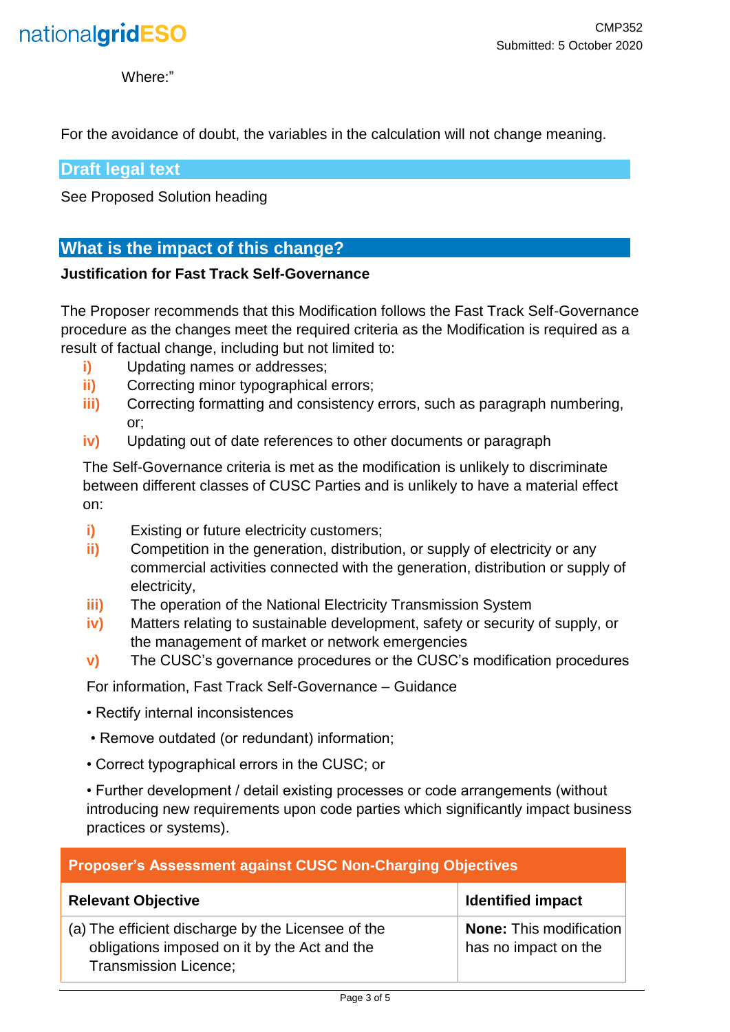Where:"

For the avoidance of doubt, the variables in the calculation will not change meaning.

## Draft legal text

See Proposed Solution heading

## What is the impact of this change?

**Justification for Fast Track Self-Governance**

The Proposer recommends that this Modification follows the Fast Track Self-Governance procedure as the changes meet the required criteria as the Modification is required as a result of factual change, including but not limited to:

- **i)** Updating names or addresses;
- **ii)** Correcting minor typographical errors;
- **iii)** Correcting formatting and consistency errors, such as paragraph numbering, or;
- **iv)** Updating out of date references to other documents or paragraph

The Self-Governance criteria is met as the modification is unlikely to discriminate between different classes of CUSC Parties and is unlikely to have a material effect on:

- **i)** Existing or future electricity customers;
- **ii)** Competition in the generation, distribution, or supply of electricity or any commercial activities connected with the generation, distribution or supply of electricity,
- **iii)** The operation of the National Electricity Transmission System
- **iv)** Matters relating to sustainable development, safety or security of supply, or the management of market or network emergencies
- **v)** The CUSC's governance procedures or the CUSC's modification procedures

For information, Fast Track Self-Governance – Guidance

- Rectify internal inconsistences
- Remove outdated (or redundant) information;
- Correct typographical errors in the CUSC; or
- Further development / detail existing processes or code arrangements (without introducing new requirements upon code parties which significantly impact business practices or systems).

| **Proposer's Assessment against CUSC Non-Charging Objectives** | |
|---|---|
| **Relevant Objective** | **Identified impact** |
| (a) The efficient discharge by the Licensee of the obligations imposed on it by the Act and the Transmission Licence; | **None:** This modification has no impact on the |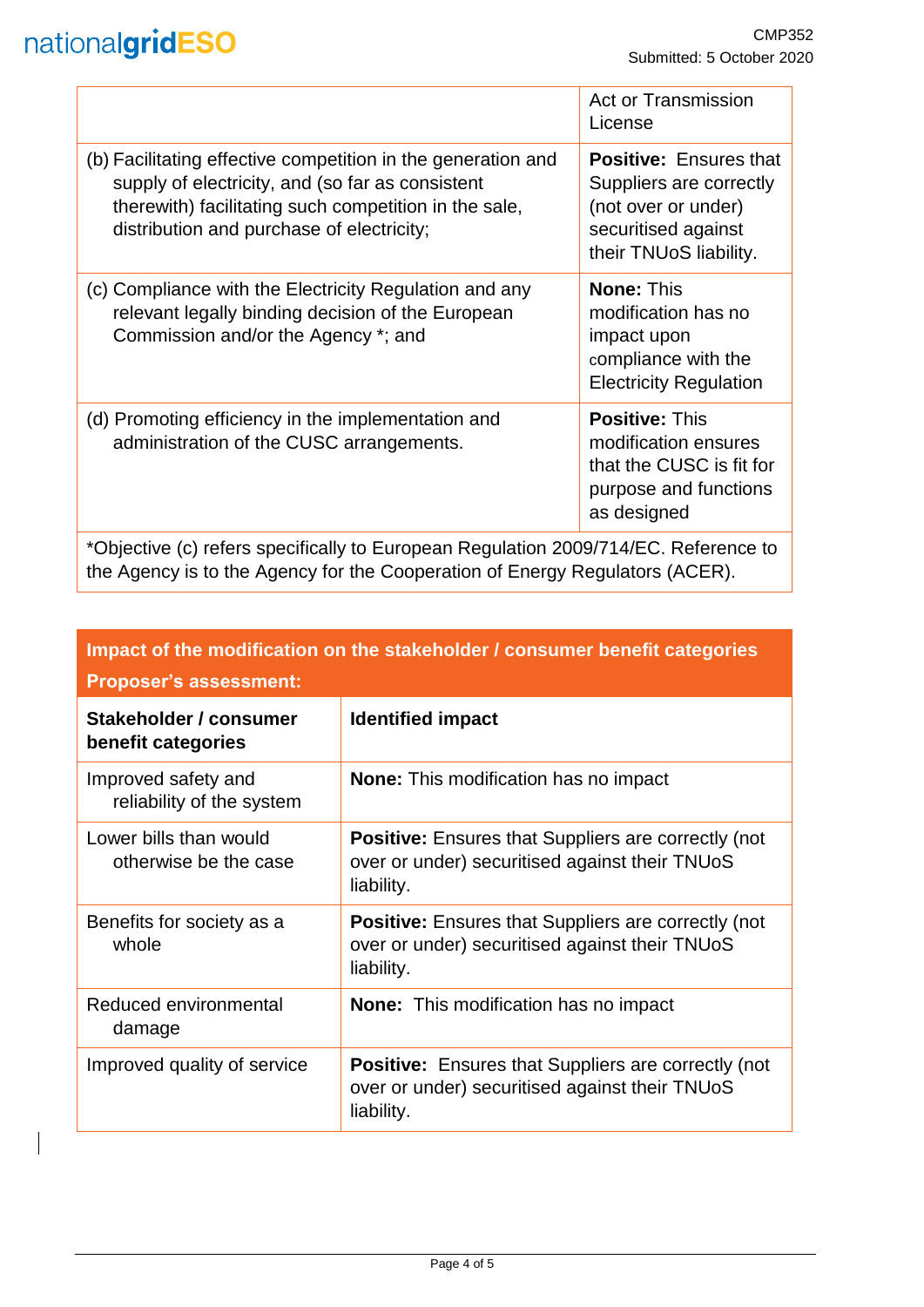| | Act or Transmission License |
|---|---|
| (b) Facilitating effective competition in the generation and supply of electricity, and (so far as consistent therewith) facilitating such competition in the sale, distribution and purchase of electricity; | **Positive:** Ensures that Suppliers are correctly (not over or under) securitised against their TNUoS liability. |
| (c) Compliance with the Electricity Regulation and any relevant legally binding decision of the European Commission and/or the Agency *; and | **None:** This modification has no impact upon compliance with the Electricity Regulation |
| (d) Promoting efficiency in the implementation and administration of the CUSC arrangements. | **Positive:** This modification ensures that the CUSC is fit for purpose and functions as designed |
| *Objective (c) refers specifically to European Regulation 2009/714/EC. Reference to the Agency is to the Agency for the Cooperation of Energy Regulators (ACER). | |

| **Impact of the modification on the stakeholder / consumer benefit categories** | |
|---|---|
| **Proposer's assessment:** | |
| **Stakeholder / consumer benefit categories** | **Identified impact** |
| Improved safety and reliability of the system | **None:** This modification has no impact |
| Lower bills than would otherwise be the case | **Positive:** Ensures that Suppliers are correctly (not over or under) securitised against their TNUoS liability. |
| Benefits for society as a whole | **Positive:** Ensures that Suppliers are correctly (not over or under) securitised against their TNUoS liability. |
| Reduced environmental damage | **None:** This modification has no impact |
| Improved quality of service | **Positive:** Ensures that Suppliers are correctly (not over or under) securitised against their TNUoS liability. |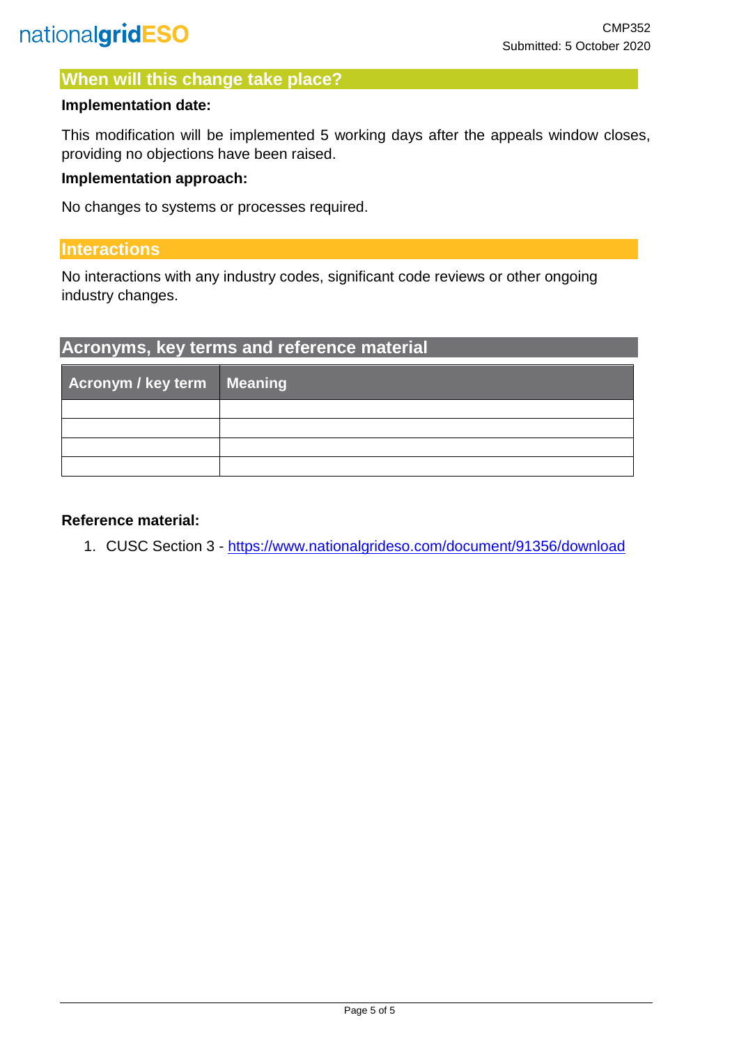## When will this change take place?

**Implementation date:**

This modification will be implemented 5 working days after the appeals window closes, providing no objections have been raised.

**Implementation approach:**

No changes to systems or processes required.

## Interactions

No interactions with any industry codes, significant code reviews or other ongoing industry changes.

## Acronyms, key terms and reference material

| Acronym / key term | Meaning |
|---|---|
| | |
| | |
| | |
| | |

**Reference material:**

1. CUSC Section 3 - https://www.nationalgrideso.com/document/91356/download